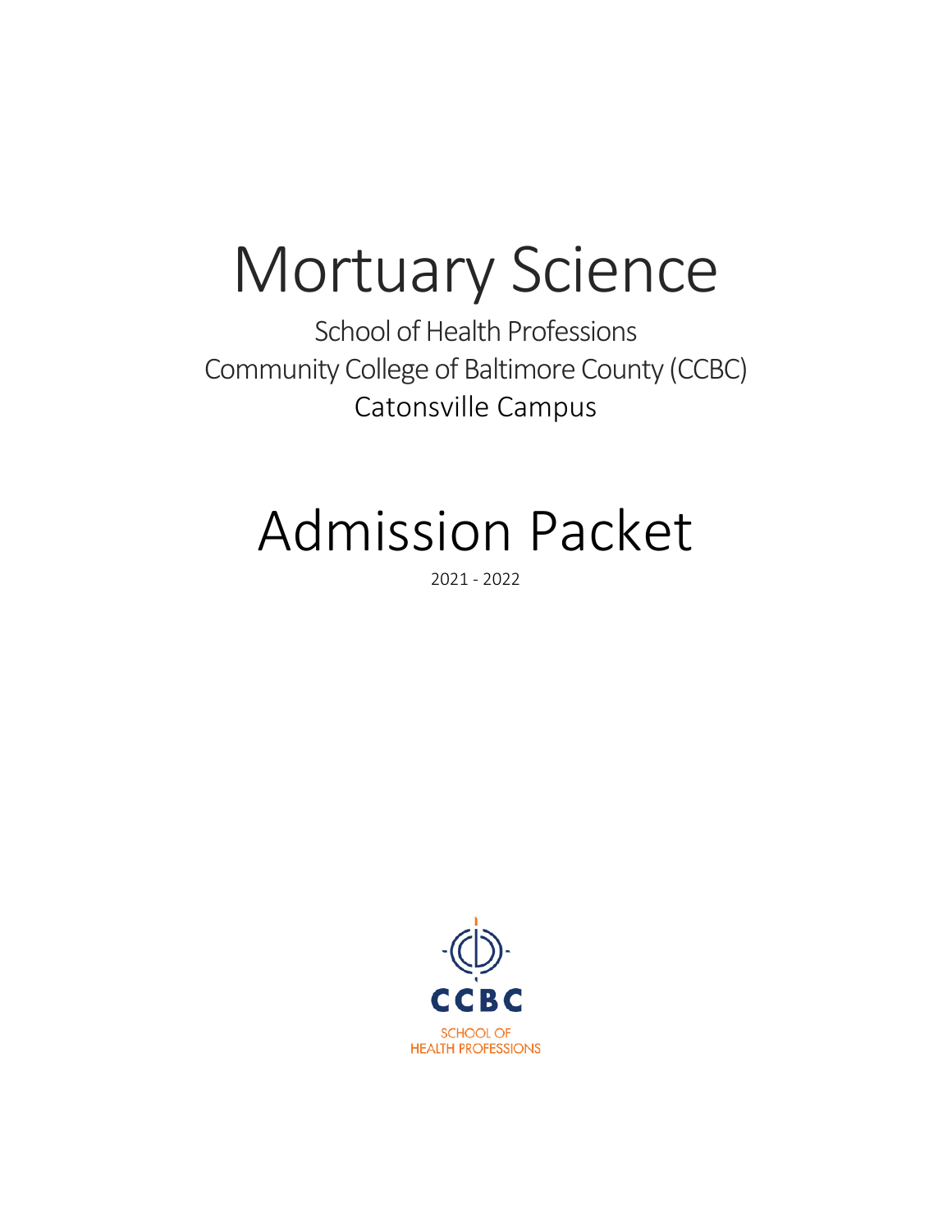# Mortuary Science

School of Health Professions
Community College of Baltimore County (CCBC)
Catonsville Campus

# Admission Packet

2021 - 2022

CCBC
SCHOOL OF
HEALTH PROFESSIONS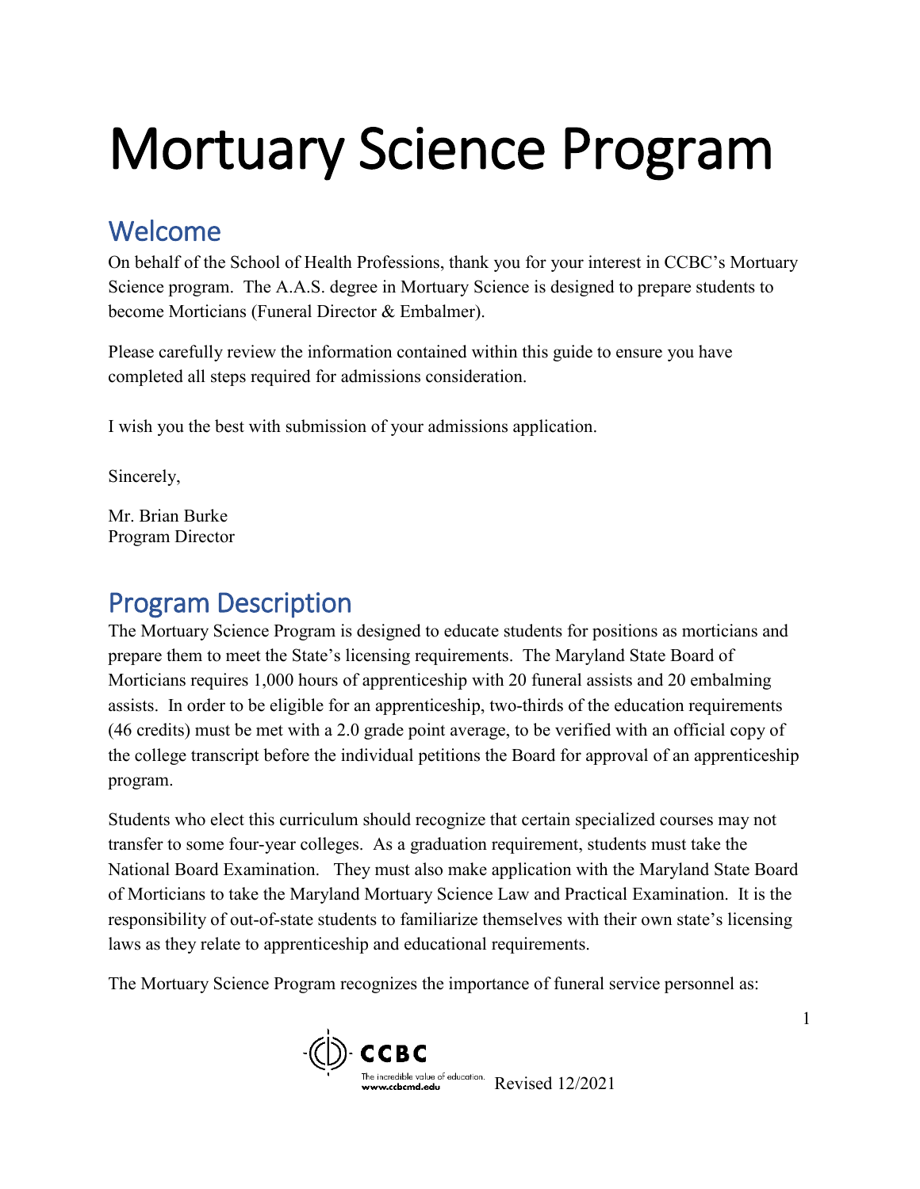# Mortuary Science Program

## Welcome

On behalf of the School of Health Professions, thank you for your interest in CCBC's Mortuary Science program. The A.A.S. degree in Mortuary Science is designed to prepare students to become Morticians (Funeral Director & Embalmer).

Please carefully review the information contained within this guide to ensure you have completed all steps required for admissions consideration.

I wish you the best with submission of your admissions application.

Sincerely,

Mr. Brian Burke
Program Director

## Program Description

The Mortuary Science Program is designed to educate students for positions as morticians and prepare them to meet the State's licensing requirements. The Maryland State Board of Morticians requires 1,000 hours of apprenticeship with 20 funeral assists and 20 embalming assists. In order to be eligible for an apprenticeship, two-thirds of the education requirements (46 credits) must be met with a 2.0 grade point average, to be verified with an official copy of the college transcript before the individual petitions the Board for approval of an apprenticeship program.

Students who elect this curriculum should recognize that certain specialized courses may not transfer to some four-year colleges. As a graduation requirement, students must take the National Board Examination. They must also make application with the Maryland State Board of Morticians to take the Maryland Mortuary Science Law and Practical Examination. It is the responsibility of out-of-state students to familiarize themselves with their own state's licensing laws as they relate to apprenticeship and educational requirements.

The Mortuary Science Program recognizes the importance of funeral service personnel as: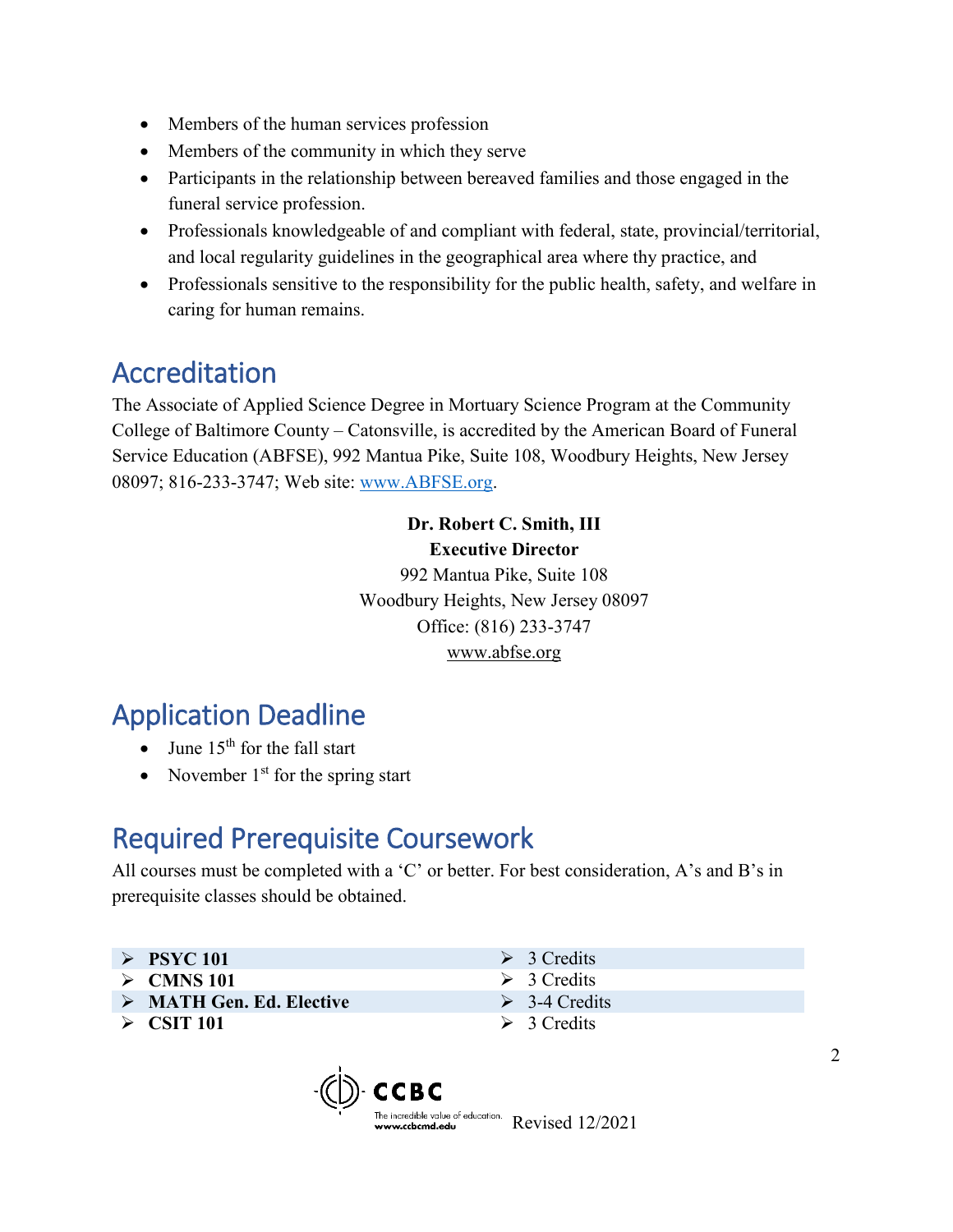- Members of the human services profession
- Members of the community in which they serve
- Participants in the relationship between bereaved families and those engaged in the funeral service profession.
- Professionals knowledgeable of and compliant with federal, state, provincial/territorial, and local regularity guidelines in the geographical area where thy practice, and
- Professionals sensitive to the responsibility for the public health, safety, and welfare in caring for human remains.

## Accreditation

The Associate of Applied Science Degree in Mortuary Science Program at the Community College of Baltimore County – Catonsville, is accredited by the American Board of Funeral Service Education (ABFSE), 992 Mantua Pike, Suite 108, Woodbury Heights, New Jersey 08097; 816-233-3747; Web site: www.ABFSE.org.

**Dr. Robert C. Smith, III**
**Executive Director**
992 Mantua Pike, Suite 108
Woodbury Heights, New Jersey 08097
Office: (816) 233-3747
www.abfse.org

## Application Deadline

- June 15th for the fall start
- November 1st for the spring start

## Required Prerequisite Coursework

All courses must be completed with a 'C' or better. For best consideration, A's and B's in prerequisite classes should be obtained.

| Course | Credits |
|---|---|
| **PSYC 101** | 3 Credits |
| **CMNS 101** | 3 Credits |
| **MATH Gen. Ed. Elective** | 3-4 Credits |
| **CSIT 101** | 3 Credits |

Revised 12/2021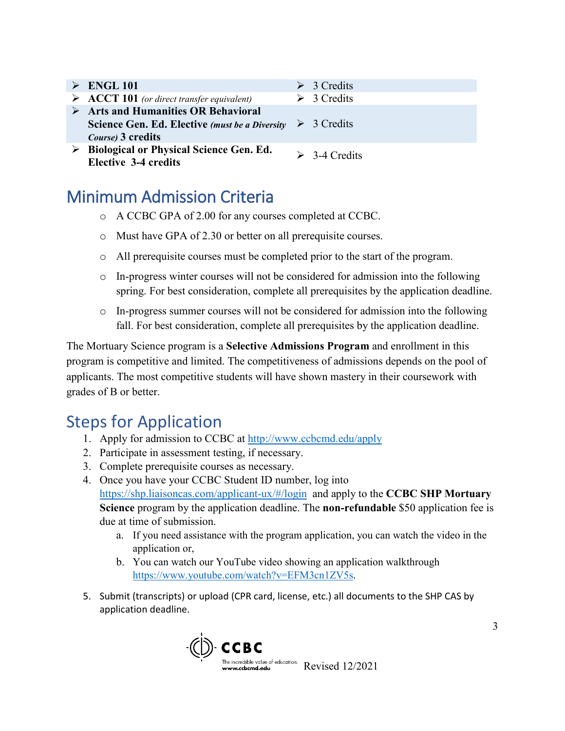| Course | Credits |
|---|---|
| **ENGL 101** | 3 Credits |
| **ACCT 101** *(or direct transfer equivalent)* | 3 Credits |
| **Arts and Humanities OR Behavioral Science Gen. Ed. Elective** ***(must be a Diversity Course)*** **3 credits** | 3 Credits |
| **Biological or Physical Science Gen. Ed. Elective 3-4 credits** | 3-4 Credits |

## Minimum Admission Criteria

- A CCBC GPA of 2.00 for any courses completed at CCBC.
- Must have GPA of 2.30 or better on all prerequisite courses.
- All prerequisite courses must be completed prior to the start of the program.
- In-progress winter courses will not be considered for admission into the following spring. For best consideration, complete all prerequisites by the application deadline.
- In-progress summer courses will not be considered for admission into the following fall. For best consideration, complete all prerequisites by the application deadline.

The Mortuary Science program is a **Selective Admissions Program** and enrollment in this program is competitive and limited. The competitiveness of admissions depends on the pool of applicants. The most competitive students will have shown mastery in their coursework with grades of B or better.

## Steps for Application

1. Apply for admission to CCBC at http://www.ccbcmd.edu/apply
2. Participate in assessment testing, if necessary.
3. Complete prerequisite courses as necessary.
4. Once you have your CCBC Student ID number, log into https://shp.liaisoncas.com/applicant-ux/#/login and apply to the **CCBC SHP Mortuary Science** program by the application deadline. The **non-refundable** $50 application fee is due at time of submission.
   a. If you need assistance with the program application, you can watch the video in the application or,
   b. You can watch our YouTube video showing an application walkthrough https://www.youtube.com/watch?v=EFM3cn1ZV5s.
5. Submit (transcripts) or upload (CPR card, license, etc.) all documents to the SHP CAS by application deadline.

Revised 12/2021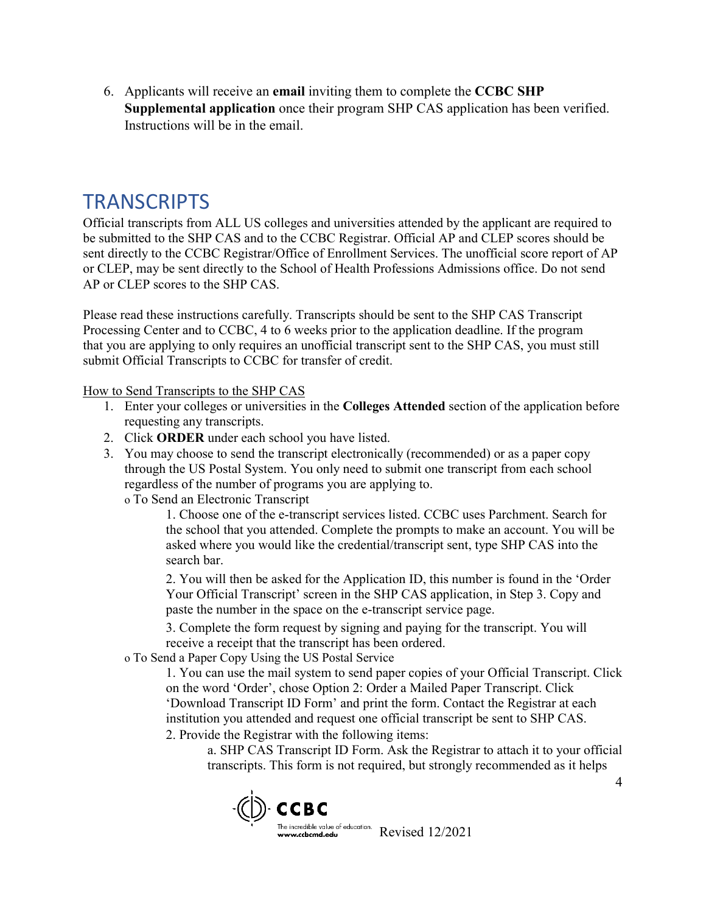6. Applicants will receive an **email** inviting them to complete the **CCBC SHP Supplemental application** once their program SHP CAS application has been verified. Instructions will be in the email.

## TRANSCRIPTS

Official transcripts from ALL US colleges and universities attended by the applicant are required to be submitted to the SHP CAS and to the CCBC Registrar. Official AP and CLEP scores should be sent directly to the CCBC Registrar/Office of Enrollment Services. The unofficial score report of AP or CLEP, may be sent directly to the School of Health Professions Admissions office. Do not send AP or CLEP scores to the SHP CAS.

Please read these instructions carefully. Transcripts should be sent to the SHP CAS Transcript Processing Center and to CCBC, 4 to 6 weeks prior to the application deadline. If the program that you are applying to only requires an unofficial transcript sent to the SHP CAS, you must still submit Official Transcripts to CCBC for transfer of credit.

How to Send Transcripts to the SHP CAS

1. Enter your colleges or universities in the **Colleges Attended** section of the application before requesting any transcripts.
2. Click **ORDER** under each school you have listed.
3. You may choose to send the transcript electronically (recommended) or as a paper copy through the US Postal System. You only need to submit one transcript from each school regardless of the number of programs you are applying to.
   - To Send an Electronic Transcript
     1. Choose one of the e-transcript services listed. CCBC uses Parchment. Search for the school that you attended. Complete the prompts to make an account. You will be asked where you would like the credential/transcript sent, type SHP CAS into the search bar.
     2. You will then be asked for the Application ID, this number is found in the 'Order Your Official Transcript' screen in the SHP CAS application, in Step 3. Copy and paste the number in the space on the e-transcript service page.
     3. Complete the form request by signing and paying for the transcript. You will receive a receipt that the transcript has been ordered.
   - To Send a Paper Copy Using the US Postal Service
     1. You can use the mail system to send paper copies of your Official Transcript. Click on the word 'Order', chose Option 2: Order a Mailed Paper Transcript. Click 'Download Transcript ID Form' and print the form. Contact the Registrar at each institution you attended and request one official transcript be sent to SHP CAS.
     2. Provide the Registrar with the following items:
        a. SHP CAS Transcript ID Form. Ask the Registrar to attach it to your official transcripts. This form is not required, but strongly recommended as it helps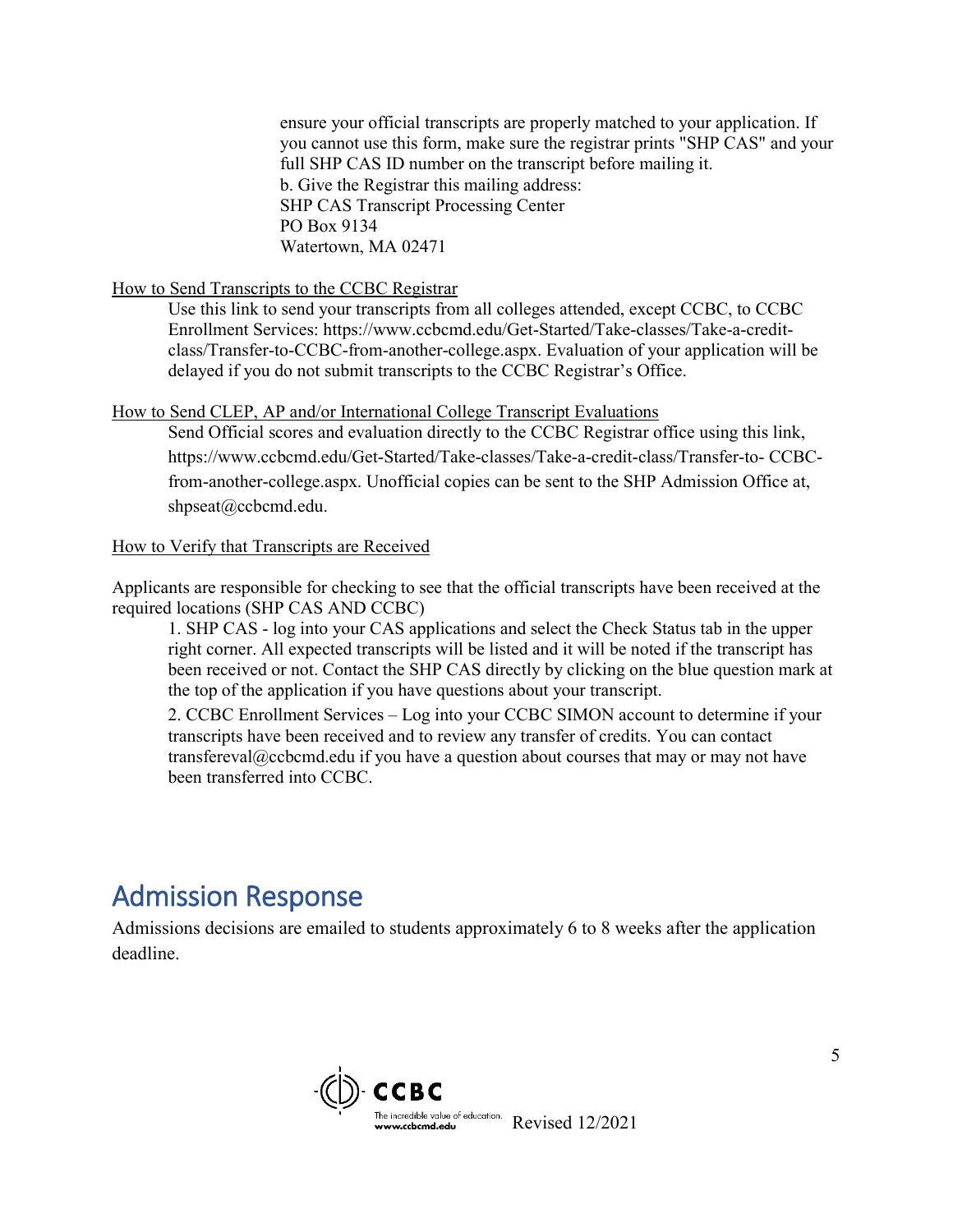ensure your official transcripts are properly matched to your application. If you cannot use this form, make sure the registrar prints "SHP CAS" and your full SHP CAS ID number on the transcript before mailing it.
b. Give the Registrar this mailing address:
SHP CAS Transcript Processing Center
PO Box 9134
Watertown, MA 02471

How to Send Transcripts to the CCBC Registrar

Use this link to send your transcripts from all colleges attended, except CCBC, to CCBC Enrollment Services: https://www.ccbcmd.edu/Get-Started/Take-classes/Take-a-credit-class/Transfer-to-CCBC-from-another-college.aspx. Evaluation of your application will be delayed if you do not submit transcripts to the CCBC Registrar's Office.

How to Send CLEP, AP and/or International College Transcript Evaluations

Send Official scores and evaluation directly to the CCBC Registrar office using this link, https://www.ccbcmd.edu/Get-Started/Take-classes/Take-a-credit-class/Transfer-to- CCBC-from-another-college.aspx. Unofficial copies can be sent to the SHP Admission Office at, shpseat@ccbcmd.edu.

How to Verify that Transcripts are Received

Applicants are responsible for checking to see that the official transcripts have been received at the required locations (SHP CAS AND CCBC)

1. SHP CAS - log into your CAS applications and select the Check Status tab in the upper right corner. All expected transcripts will be listed and it will be noted if the transcript has been received or not. Contact the SHP CAS directly by clicking on the blue question mark at the top of the application if you have questions about your transcript.
2. CCBC Enrollment Services – Log into your CCBC SIMON account to determine if your transcripts have been received and to review any transfer of credits. You can contact transfereval@ccbcmd.edu if you have a question about courses that may or may not have been transferred into CCBC.

## Admission Response

Admissions decisions are emailed to students approximately 6 to 8 weeks after the application deadline.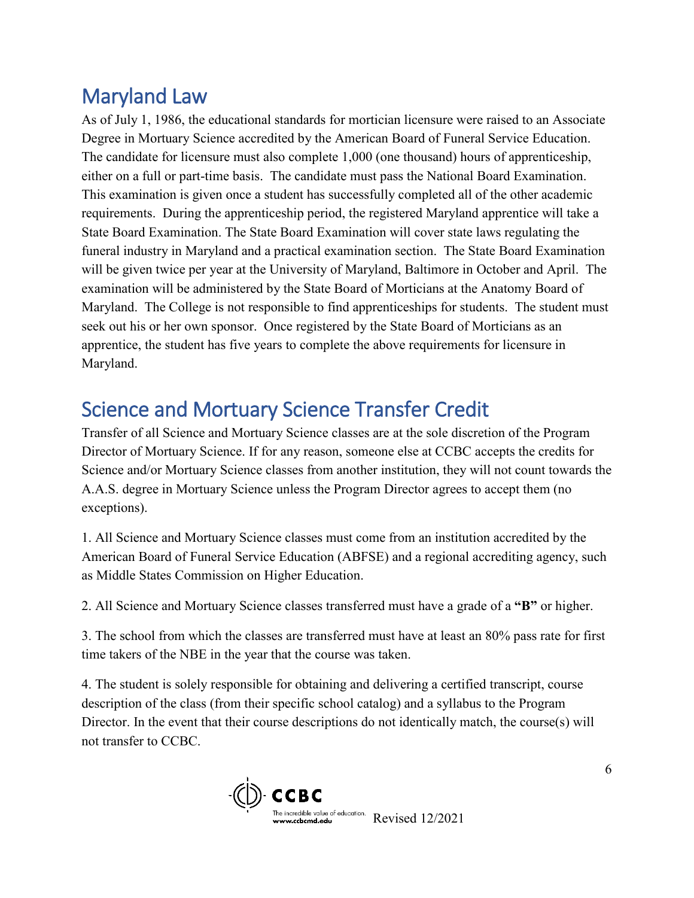## Maryland Law

As of July 1, 1986, the educational standards for mortician licensure were raised to an Associate Degree in Mortuary Science accredited by the American Board of Funeral Service Education. The candidate for licensure must also complete 1,000 (one thousand) hours of apprenticeship, either on a full or part-time basis. The candidate must pass the National Board Examination. This examination is given once a student has successfully completed all of the other academic requirements. During the apprenticeship period, the registered Maryland apprentice will take a State Board Examination. The State Board Examination will cover state laws regulating the funeral industry in Maryland and a practical examination section. The State Board Examination will be given twice per year at the University of Maryland, Baltimore in October and April. The examination will be administered by the State Board of Morticians at the Anatomy Board of Maryland. The College is not responsible to find apprenticeships for students. The student must seek out his or her own sponsor. Once registered by the State Board of Morticians as an apprentice, the student has five years to complete the above requirements for licensure in Maryland.

## Science and Mortuary Science Transfer Credit

Transfer of all Science and Mortuary Science classes are at the sole discretion of the Program Director of Mortuary Science. If for any reason, someone else at CCBC accepts the credits for Science and/or Mortuary Science classes from another institution, they will not count towards the A.A.S. degree in Mortuary Science unless the Program Director agrees to accept them (no exceptions).

1. All Science and Mortuary Science classes must come from an institution accredited by the American Board of Funeral Service Education (ABFSE) and a regional accrediting agency, such as Middle States Commission on Higher Education.

2. All Science and Mortuary Science classes transferred must have a grade of a **"B"** or higher.

3. The school from which the classes are transferred must have at least an 80% pass rate for first time takers of the NBE in the year that the course was taken.

4. The student is solely responsible for obtaining and delivering a certified transcript, course description of the class (from their specific school catalog) and a syllabus to the Program Director. In the event that their course descriptions do not identically match, the course(s) will not transfer to CCBC.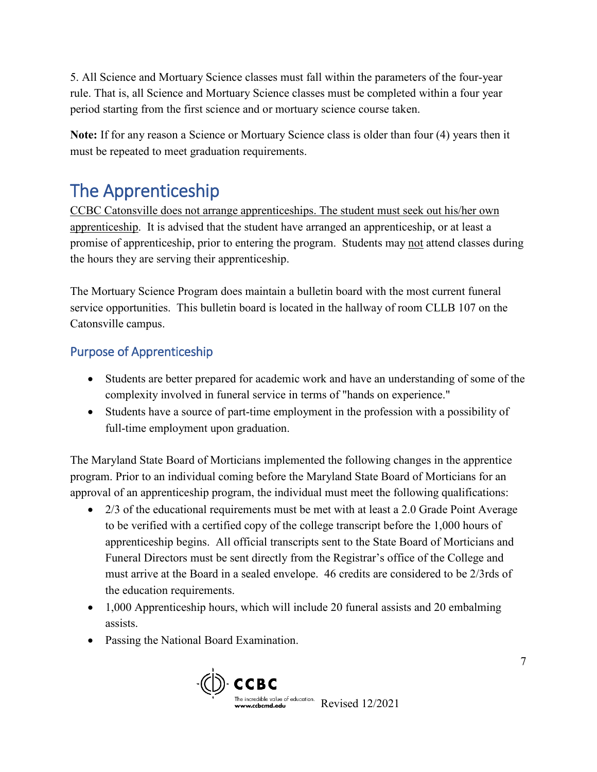5. All Science and Mortuary Science classes must fall within the parameters of the four-year rule. That is, all Science and Mortuary Science classes must be completed within a four year period starting from the first science and or mortuary science course taken.

**Note:** If for any reason a Science or Mortuary Science class is older than four (4) years then it must be repeated to meet graduation requirements.

# The Apprenticeship

CCBC Catonsville does not arrange apprenticeships. The student must seek out his/her own apprenticeship. It is advised that the student have arranged an apprenticeship, or at least a promise of apprenticeship, prior to entering the program. Students may not attend classes during the hours they are serving their apprenticeship.

The Mortuary Science Program does maintain a bulletin board with the most current funeral service opportunities. This bulletin board is located in the hallway of room CLLB 107 on the Catonsville campus.

## Purpose of Apprenticeship

- Students are better prepared for academic work and have an understanding of some of the complexity involved in funeral service in terms of "hands on experience."
- Students have a source of part-time employment in the profession with a possibility of full-time employment upon graduation.

The Maryland State Board of Morticians implemented the following changes in the apprentice program. Prior to an individual coming before the Maryland State Board of Morticians for an approval of an apprenticeship program, the individual must meet the following qualifications:

- 2/3 of the educational requirements must be met with at least a 2.0 Grade Point Average to be verified with a certified copy of the college transcript before the 1,000 hours of apprenticeship begins. All official transcripts sent to the State Board of Morticians and Funeral Directors must be sent directly from the Registrar's office of the College and must arrive at the Board in a sealed envelope. 46 credits are considered to be 2/3rds of the education requirements.
- 1,000 Apprenticeship hours, which will include 20 funeral assists and 20 embalming assists.
- Passing the National Board Examination.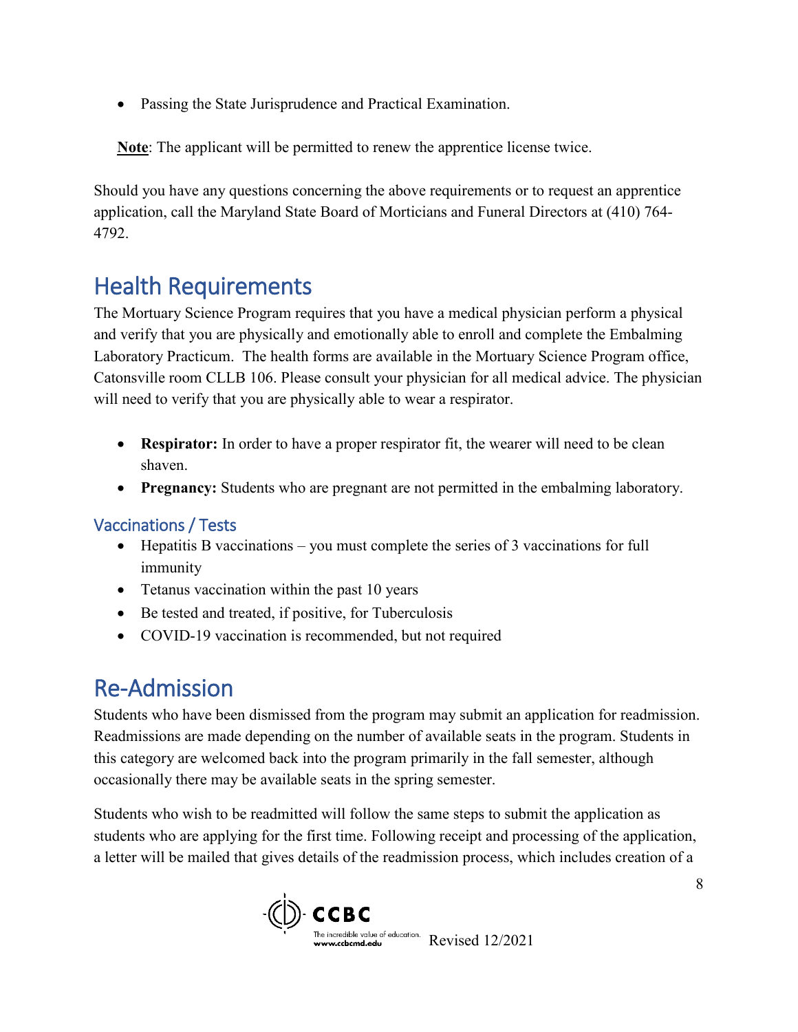- Passing the State Jurisprudence and Practical Examination.

**Note**: The applicant will be permitted to renew the apprentice license twice.

Should you have any questions concerning the above requirements or to request an apprentice application, call the Maryland State Board of Morticians and Funeral Directors at (410) 764-4792.

## Health Requirements

The Mortuary Science Program requires that you have a medical physician perform a physical and verify that you are physically and emotionally able to enroll and complete the Embalming Laboratory Practicum. The health forms are available in the Mortuary Science Program office, Catonsville room CLLB 106. Please consult your physician for all medical advice. The physician will need to verify that you are physically able to wear a respirator.

- **Respirator:** In order to have a proper respirator fit, the wearer will need to be clean shaven.
- **Pregnancy:** Students who are pregnant are not permitted in the embalming laboratory.

### Vaccinations / Tests

- Hepatitis B vaccinations – you must complete the series of 3 vaccinations for full immunity
- Tetanus vaccination within the past 10 years
- Be tested and treated, if positive, for Tuberculosis
- COVID-19 vaccination is recommended, but not required

## Re-Admission

Students who have been dismissed from the program may submit an application for readmission. Readmissions are made depending on the number of available seats in the program. Students in this category are welcomed back into the program primarily in the fall semester, although occasionally there may be available seats in the spring semester.

Students who wish to be readmitted will follow the same steps to submit the application as students who are applying for the first time. Following receipt and processing of the application, a letter will be mailed that gives details of the readmission process, which includes creation of a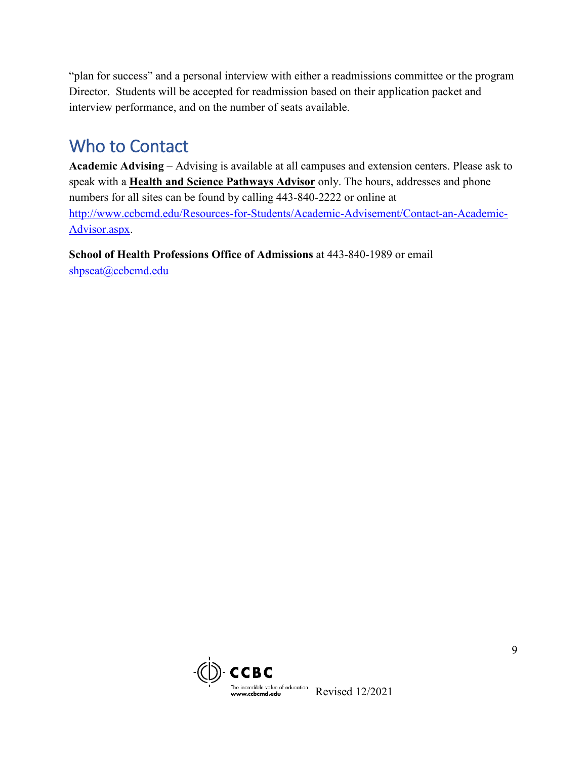"plan for success" and a personal interview with either a readmissions committee or the program Director. Students will be accepted for readmission based on their application packet and interview performance, and on the number of seats available.

## Who to Contact

**Academic Advising** – Advising is available at all campuses and extension centers. Please ask to speak with a **Health and Science Pathways Advisor** only. The hours, addresses and phone numbers for all sites can be found by calling 443-840-2222 or online at http://www.ccbcmd.edu/Resources-for-Students/Academic-Advisement/Contact-an-Academic-Advisor.aspx.

**School of Health Professions Office of Admissions** at 443-840-1989 or email shpseat@ccbcmd.edu